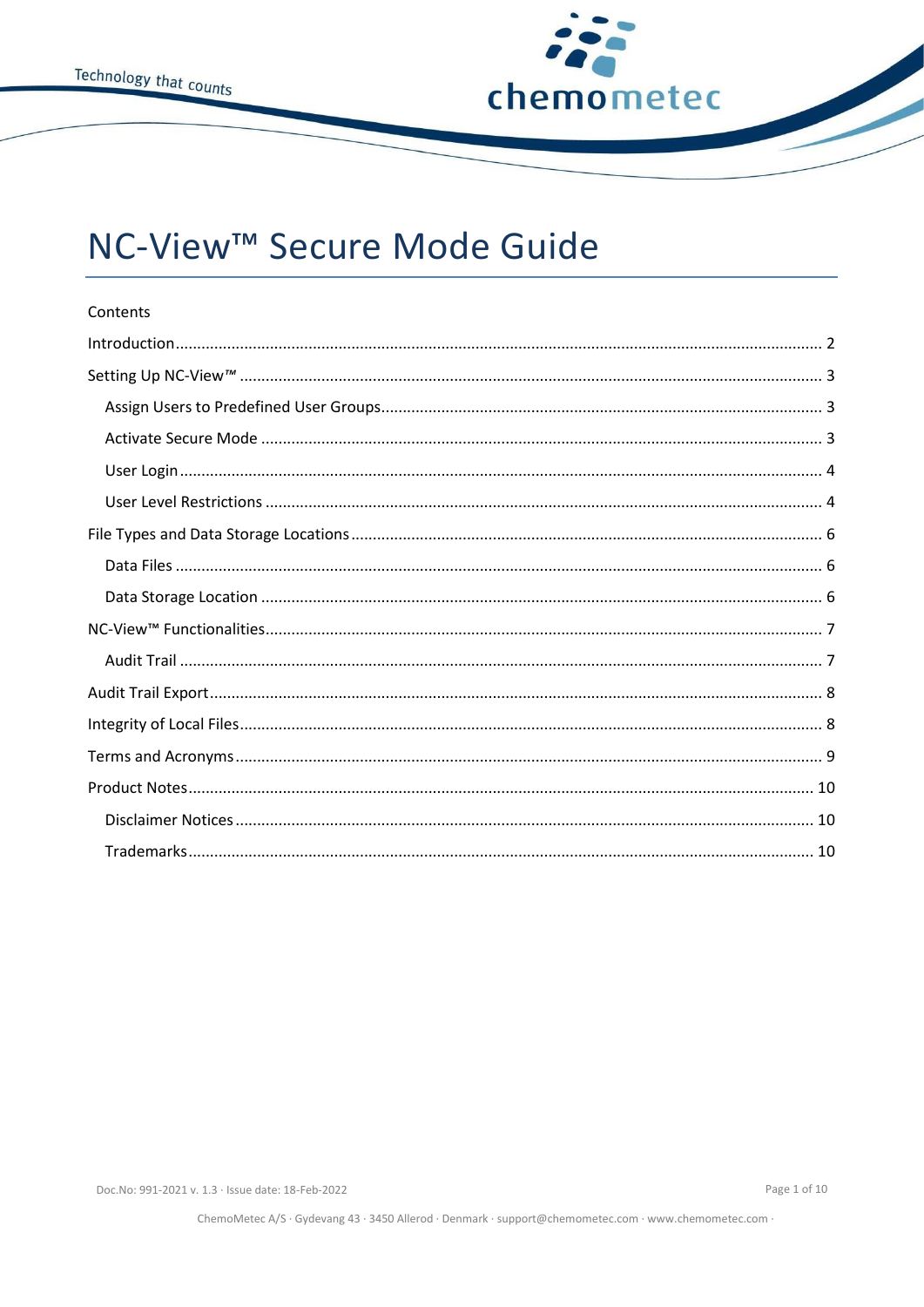# NC-View™ Secure Mode Guide

Contents

- Introduction .... 2
- Setting Up NC-View™ .... 3
  - Assign Users to Predefined User Groups .... 3
  - Activate Secure Mode .... 3
  - User Login .... 4
  - User Level Restrictions .... 4
- File Types and Data Storage Locations .... 6
  - Data Files .... 6
  - Data Storage Location .... 6
- NC-View™ Functionalities .... 7
  - Audit Trail .... 7
- Audit Trail Export .... 8
- Integrity of Local Files .... 8
- Terms and Acronyms .... 9
- Product Notes .... 10
  - Disclaimer Notices .... 10
  - Trademarks .... 10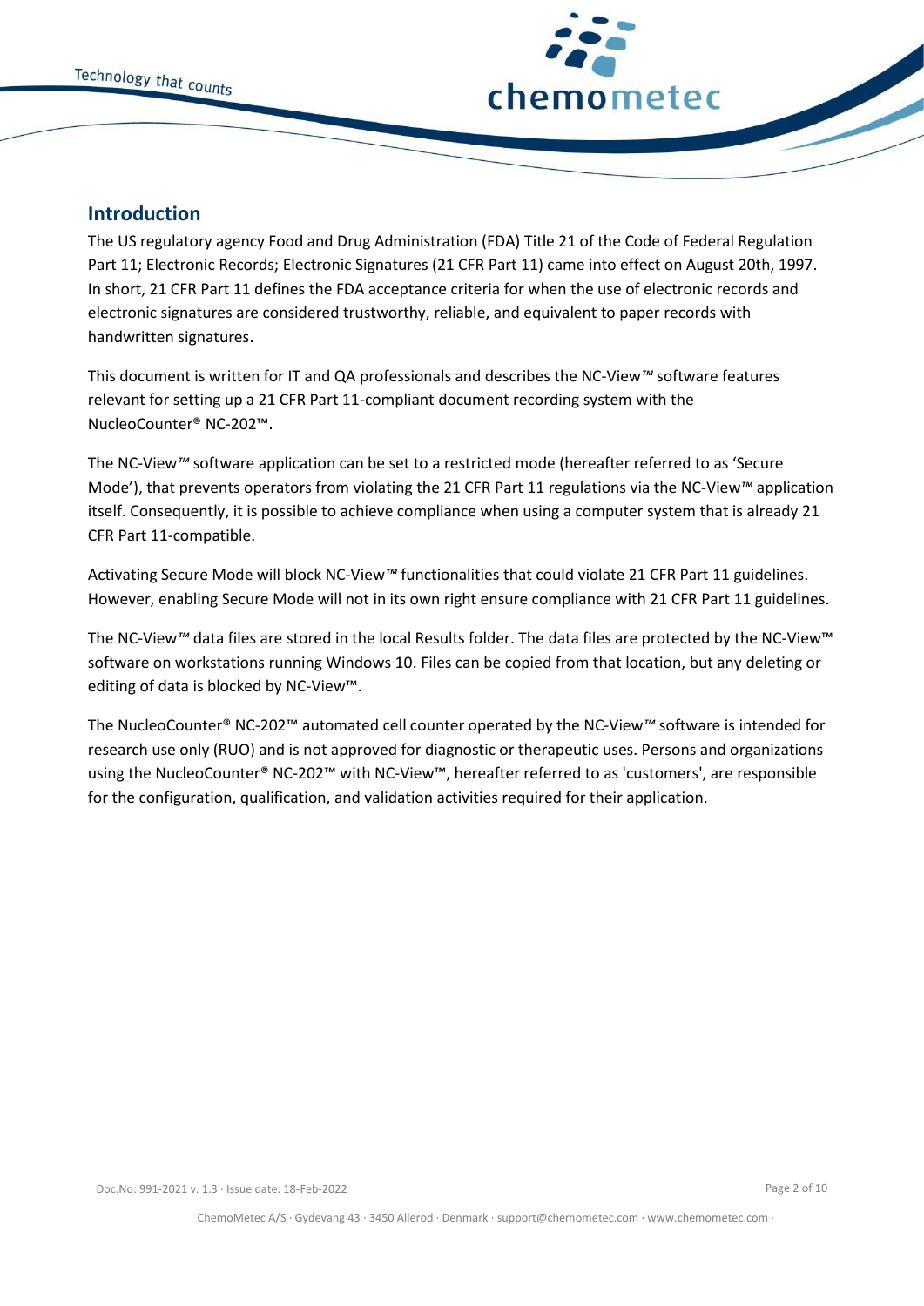## Introduction

The US regulatory agency Food and Drug Administration (FDA) Title 21 of the Code of Federal Regulation Part 11; Electronic Records; Electronic Signatures (21 CFR Part 11) came into effect on August 20th, 1997. In short, 21 CFR Part 11 defines the FDA acceptance criteria for when the use of electronic records and electronic signatures are considered trustworthy, reliable, and equivalent to paper records with handwritten signatures.

This document is written for IT and QA professionals and describes the NC-View™ software features relevant for setting up a 21 CFR Part 11-compliant document recording system with the NucleoCounter® NC-202™.

The NC-View™ software application can be set to a restricted mode (hereafter referred to as 'Secure Mode'), that prevents operators from violating the 21 CFR Part 11 regulations via the NC-View™ application itself. Consequently, it is possible to achieve compliance when using a computer system that is already 21 CFR Part 11-compatible.

Activating Secure Mode will block NC-View™ functionalities that could violate 21 CFR Part 11 guidelines. However, enabling Secure Mode will not in its own right ensure compliance with 21 CFR Part 11 guidelines.

The NC-View™ data files are stored in the local Results folder. The data files are protected by the NC-View™ software on workstations running Windows 10. Files can be copied from that location, but any deleting or editing of data is blocked by NC-View™.

The NucleoCounter® NC-202™ automated cell counter operated by the NC-View™ software is intended for research use only (RUO) and is not approved for diagnostic or therapeutic uses. Persons and organizations using the NucleoCounter® NC-202™ with NC-View™, hereafter referred to as 'customers', are responsible for the configuration, qualification, and validation activities required for their application.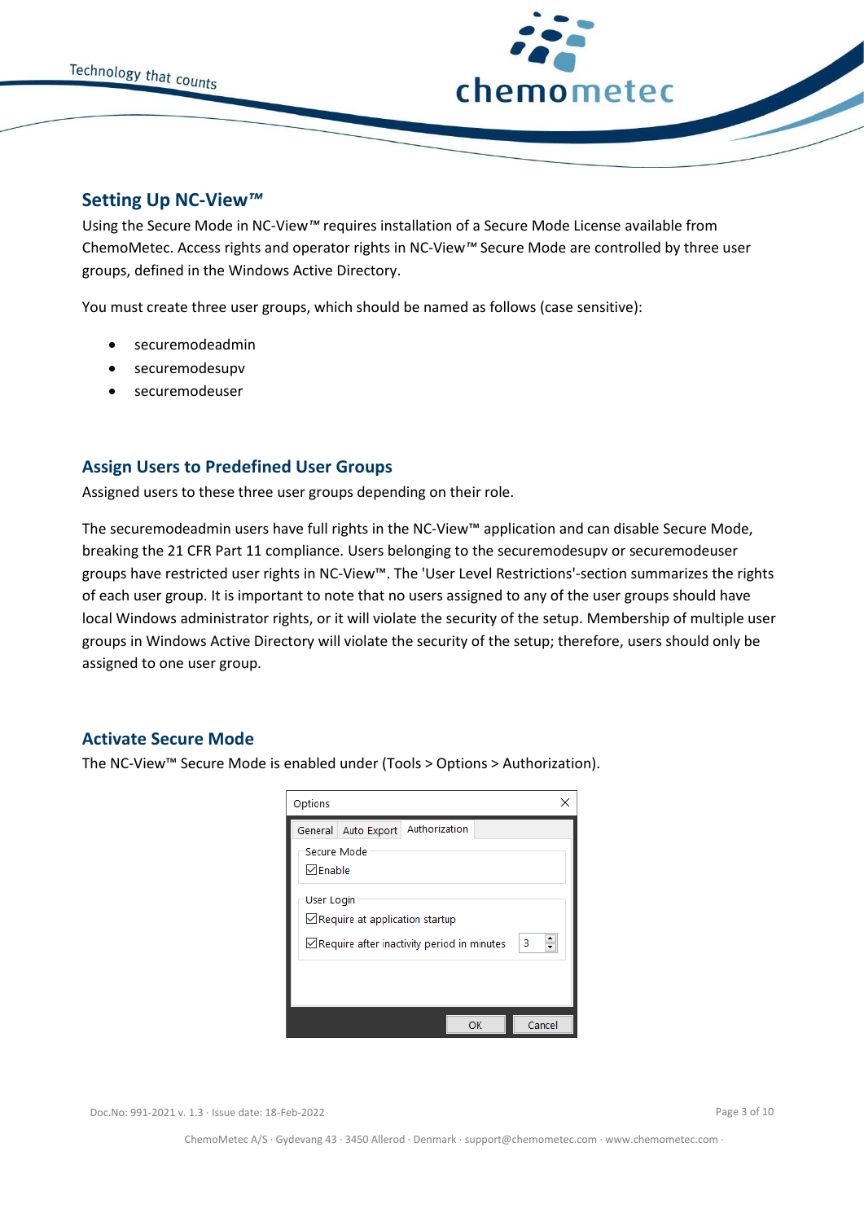## Setting Up NC-View™

Using the Secure Mode in NC-View™ requires installation of a Secure Mode License available from ChemoMetec. Access rights and operator rights in NC-View™ Secure Mode are controlled by three user groups, defined in the Windows Active Directory.

You must create three user groups, which should be named as follows (case sensitive):

- securemodeadmin
- securemodesupv
- securemodeuser

## Assign Users to Predefined User Groups

Assigned users to these three user groups depending on their role.

The securemodeadmin users have full rights in the NC-View™ application and can disable Secure Mode, breaking the 21 CFR Part 11 compliance. Users belonging to the securemodesupv or securemodeuser groups have restricted user rights in NC-View™. The 'User Level Restrictions'-section summarizes the rights of each user group. It is important to note that no users assigned to any of the user groups should have local Windows administrator rights, or it will violate the security of the setup. Membership of multiple user groups in Windows Active Directory will violate the security of the setup; therefore, users should only be assigned to one user group.

## Activate Secure Mode

The NC-View™ Secure Mode is enabled under (Tools > Options > Authorization).

Options

General | Auto Export | Authorization

Secure Mode
☑ Enable

User Login
☑ Require at application startup
☑ Require after inactivity period in minutes 3

OK | Cancel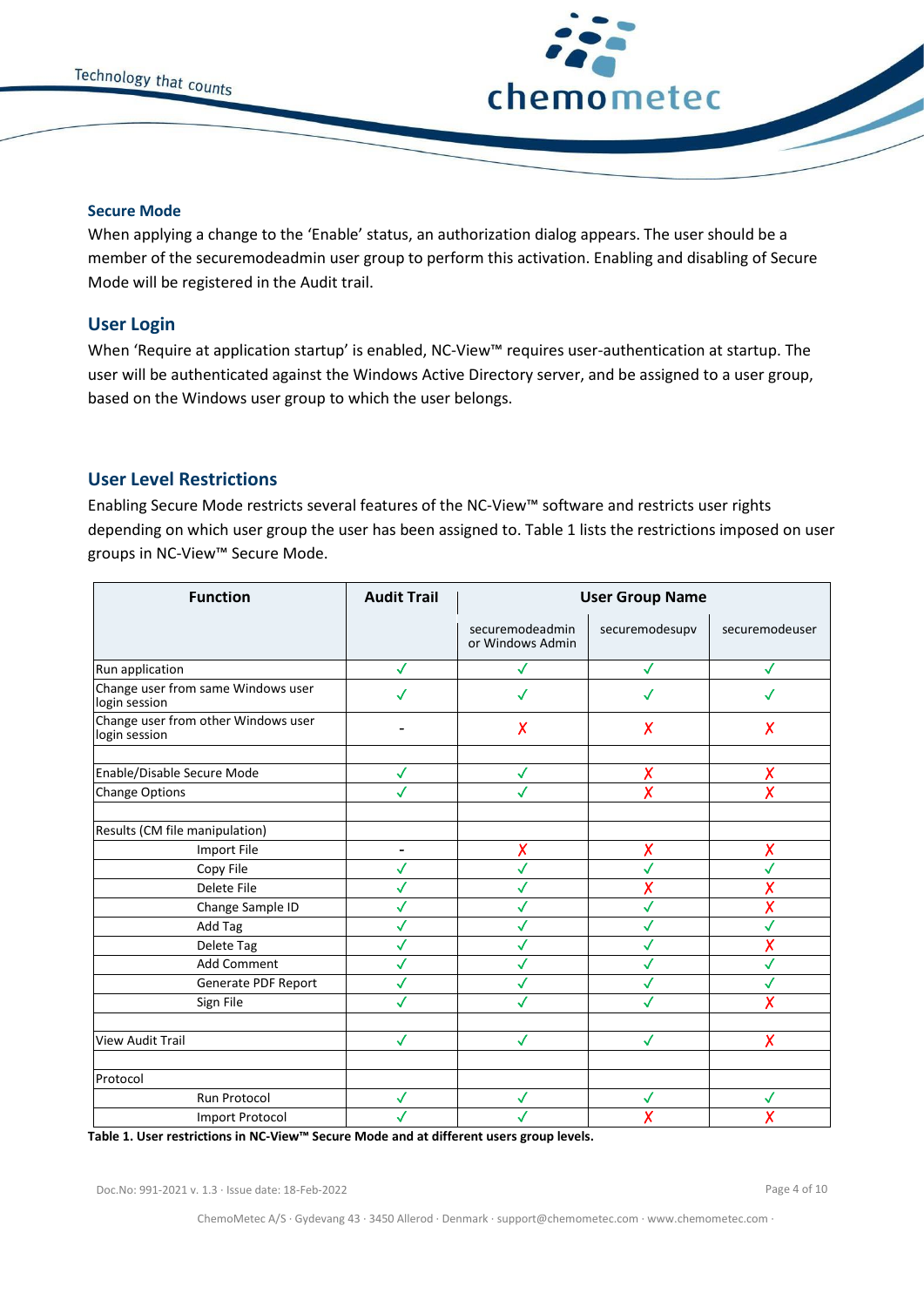### Secure Mode

When applying a change to the 'Enable' status, an authorization dialog appears. The user should be a member of the securemodeadmin user group to perform this activation. Enabling and disabling of Secure Mode will be registered in the Audit trail.

## User Login

When 'Require at application startup' is enabled, NC-View™ requires user-authentication at startup. The user will be authenticated against the Windows Active Directory server, and be assigned to a user group, based on the Windows user group to which the user belongs.

## User Level Restrictions

Enabling Secure Mode restricts several features of the NC-View™ software and restricts user rights depending on which user group the user has been assigned to. Table 1 lists the restrictions imposed on user groups in NC-View™ Secure Mode.

| Function | Audit Trail | User Group Name | | |
|---|---|---|---|---|
| | | securemodeadmin or Windows Admin | securemodesupv | securemodeuser |
| Run application | ✓ | ✓ | ✓ | ✓ |
| Change user from same Windows user login session | ✓ | ✓ | ✓ | ✓ |
| Change user from other Windows user login session | - | ✗ | ✗ | ✗ |
| | | | | |
| Enable/Disable Secure Mode | ✓ | ✓ | ✗ | ✗ |
| Change Options | ✓ | ✓ | ✗ | ✗ |
| | | | | |
| Results (CM file manipulation) | | | | |
| Import File | - | ✗ | ✗ | ✗ |
| Copy File | ✓ | ✓ | ✓ | ✓ |
| Delete File | ✓ | ✓ | ✗ | ✗ |
| Change Sample ID | ✓ | ✓ | ✓ | ✗ |
| Add Tag | ✓ | ✓ | ✓ | ✓ |
| Delete Tag | ✓ | ✓ | ✓ | ✗ |
| Add Comment | ✓ | ✓ | ✓ | ✓ |
| Generate PDF Report | ✓ | ✓ | ✓ | ✓ |
| Sign File | ✓ | ✓ | ✓ | ✗ |
| | | | | |
| View Audit Trail | ✓ | ✓ | ✓ | ✗ |
| | | | | |
| Protocol | | | | |
| Run Protocol | ✓ | ✓ | ✓ | ✓ |
| Import Protocol | ✓ | ✓ | ✗ | ✗ |

**Table 1. User restrictions in NC-View™ Secure Mode and at different users group levels.**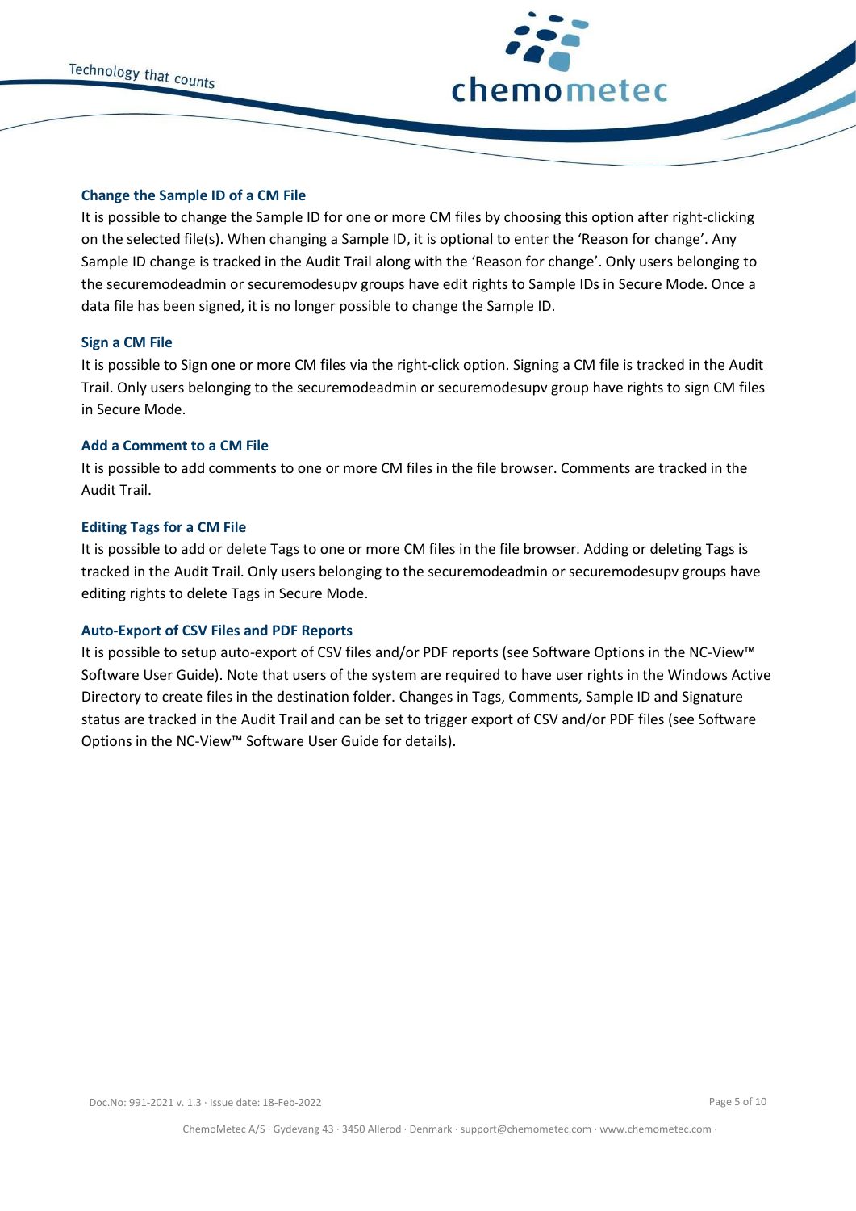### Change the Sample ID of a CM File

It is possible to change the Sample ID for one or more CM files by choosing this option after right-clicking on the selected file(s). When changing a Sample ID, it is optional to enter the 'Reason for change'. Any Sample ID change is tracked in the Audit Trail along with the 'Reason for change'. Only users belonging to the securemodeadmin or securemodesupv groups have edit rights to Sample IDs in Secure Mode. Once a data file has been signed, it is no longer possible to change the Sample ID.

### Sign a CM File

It is possible to Sign one or more CM files via the right-click option. Signing a CM file is tracked in the Audit Trail. Only users belonging to the securemodeadmin or securemodesupv group have rights to sign CM files in Secure Mode.

### Add a Comment to a CM File

It is possible to add comments to one or more CM files in the file browser. Comments are tracked in the Audit Trail.

### Editing Tags for a CM File

It is possible to add or delete Tags to one or more CM files in the file browser. Adding or deleting Tags is tracked in the Audit Trail. Only users belonging to the securemodeadmin or securemodesupv groups have editing rights to delete Tags in Secure Mode.

### Auto-Export of CSV Files and PDF Reports

It is possible to setup auto-export of CSV files and/or PDF reports (see Software Options in the NC-View™ Software User Guide). Note that users of the system are required to have user rights in the Windows Active Directory to create files in the destination folder. Changes in Tags, Comments, Sample ID and Signature status are tracked in the Audit Trail and can be set to trigger export of CSV and/or PDF files (see Software Options in the NC-View™ Software User Guide for details).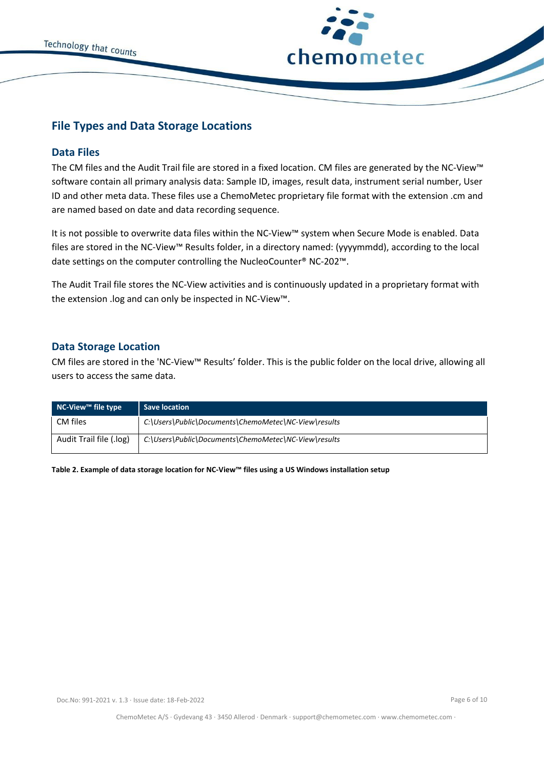## File Types and Data Storage Locations

### Data Files

The CM files and the Audit Trail file are stored in a fixed location. CM files are generated by the NC-View™ software contain all primary analysis data: Sample ID, images, result data, instrument serial number, User ID and other meta data. These files use a ChemoMetec proprietary file format with the extension .cm and are named based on date and data recording sequence.

It is not possible to overwrite data files within the NC-View™ system when Secure Mode is enabled. Data files are stored in the NC-View™ Results folder, in a directory named: (yyyymmdd), according to the local date settings on the computer controlling the NucleoCounter® NC-202™.

The Audit Trail file stores the NC-View activities and is continuously updated in a proprietary format with the extension .log and can only be inspected in NC-View™.

### Data Storage Location

CM files are stored in the 'NC-View™ Results' folder. This is the public folder on the local drive, allowing all users to access the same data.

| NC-View™ file type | Save location |
|---|---|
| CM files | *C:\Users\Public\Documents\ChemoMetec\NC-View\results* |
| Audit Trail file (.log) | *C:\Users\Public\Documents\ChemoMetec\NC-View\results* |

**Table 2. Example of data storage location for NC-View™ files using a US Windows installation setup**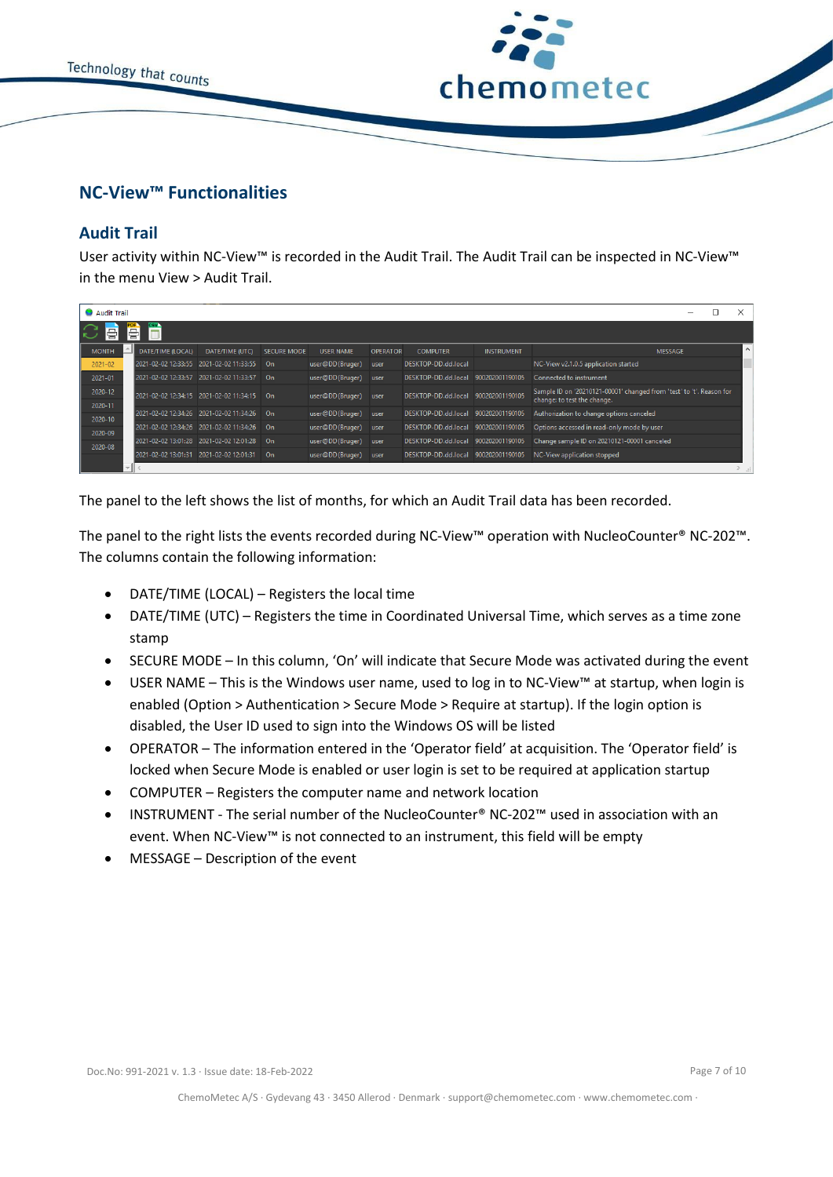## NC-View™ Functionalities

### Audit Trail

User activity within NC-View™ is recorded in the Audit Trail. The Audit Trail can be inspected in NC-View™ in the menu View > Audit Trail.

| MONTH | DATE/TIME (LOCAL) | DATE/TIME (UTC) | SECURE MODE | USER NAME | OPERATOR | COMPUTER | INSTRUMENT | MESSAGE |
|---|---|---|---|---|---|---|---|---|
| 2021-02 | 2021-02-02 12:33:55 | 2021-02-02 11:33:55 | On | user@DD (Bruger) | user | DESKTOP-DD.dd.local | | NC-View v2.1.0.5 application started |
| 2021-01 | 2021-02-02 12:33:57 | 2021-02-02 11:33:57 | On | user@DD (Bruger) | user | DESKTOP-DD.dd.local | 900202001190105 | Connected to instrument |
| 2020-12 | 2021-02-02 12:34:15 | 2021-02-02 11:34:15 | On | user@DD (Bruger) | user | DESKTOP-DD.dd.local | 900202001190105 | Sample ID on '20210121-00001' changed from 'test' to 't'. Reason for change: to test the change. |
| 2020-11 | 2021-02-02 12:34:26 | 2021-02-02 11:34:26 | On | user@DD (Bruger) | user | DESKTOP-DD.dd.local | 900202001190105 | Authorization to change options canceled |
| 2020-10 | 2021-02-02 12:34:26 | 2021-02-02 11:34:26 | On | user@DD (Bruger) | user | DESKTOP-DD.dd.local | 900202001190105 | Options accessed in read-only mode by user |
| 2020-09 | 2021-02-02 13:01:28 | 2021-02-02 12:01:28 | On | user@DD (Bruger) | user | DESKTOP-DD.dd.local | 900202001190105 | Change sample ID on 20210121-00001 canceled |
| 2020-08 | 2021-02-02 13:01:31 | 2021-02-02 12:01:31 | On | user@DD (Bruger) | user | DESKTOP-DD.dd.local | 900202001190105 | NC-View application stopped |

The panel to the left shows the list of months, for which an Audit Trail data has been recorded.

The panel to the right lists the events recorded during NC-View™ operation with NucleoCounter® NC-202™. The columns contain the following information:

- DATE/TIME (LOCAL) – Registers the local time
- DATE/TIME (UTC) – Registers the time in Coordinated Universal Time, which serves as a time zone stamp
- SECURE MODE – In this column, 'On' will indicate that Secure Mode was activated during the event
- USER NAME – This is the Windows user name, used to log in to NC-View™ at startup, when login is enabled (Option > Authentication > Secure Mode > Require at startup). If the login option is disabled, the User ID used to sign into the Windows OS will be listed
- OPERATOR – The information entered in the 'Operator field' at acquisition. The 'Operator field' is locked when Secure Mode is enabled or user login is set to be required at application startup
- COMPUTER – Registers the computer name and network location
- INSTRUMENT - The serial number of the NucleoCounter® NC-202™ used in association with an event. When NC-View™ is not connected to an instrument, this field will be empty
- MESSAGE – Description of the event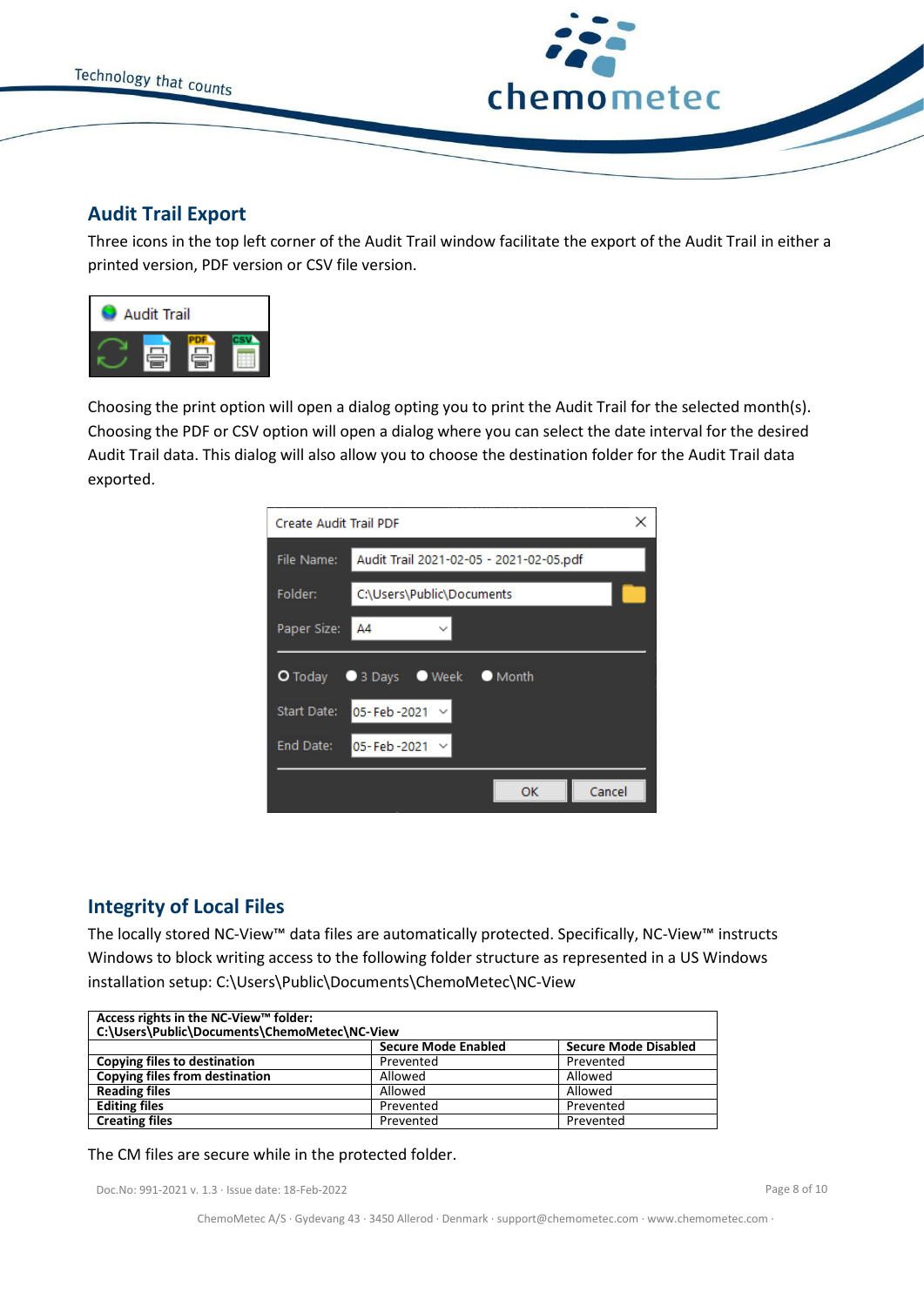## Audit Trail Export

Three icons in the top left corner of the Audit Trail window facilitate the export of the Audit Trail in either a printed version, PDF version or CSV file version.

Choosing the print option will open a dialog opting you to print the Audit Trail for the selected month(s). Choosing the PDF or CSV option will open a dialog where you can select the date interval for the desired Audit Trail data. This dialog will also allow you to choose the destination folder for the Audit Trail data exported.

## Integrity of Local Files

The locally stored NC-View™ data files are automatically protected. Specifically, NC-View™ instructs Windows to block writing access to the following folder structure as represented in a US Windows installation setup: C:\Users\Public\Documents\ChemoMetec\NC-View

| **Access rights in the NC-View™ folder: C:\Users\Public\Documents\ChemoMetec\NC-View** | | |
|---|---|---|
| | **Secure Mode Enabled** | **Secure Mode Disabled** |
| **Copying files to destination** | Prevented | Prevented |
| **Copying files from destination** | Allowed | Allowed |
| **Reading files** | Allowed | Allowed |
| **Editing files** | Prevented | Prevented |
| **Creating files** | Prevented | Prevented |

The CM files are secure while in the protected folder.

Doc.No: 991-2021 v. 1.3 · Issue date: 18-Feb-2022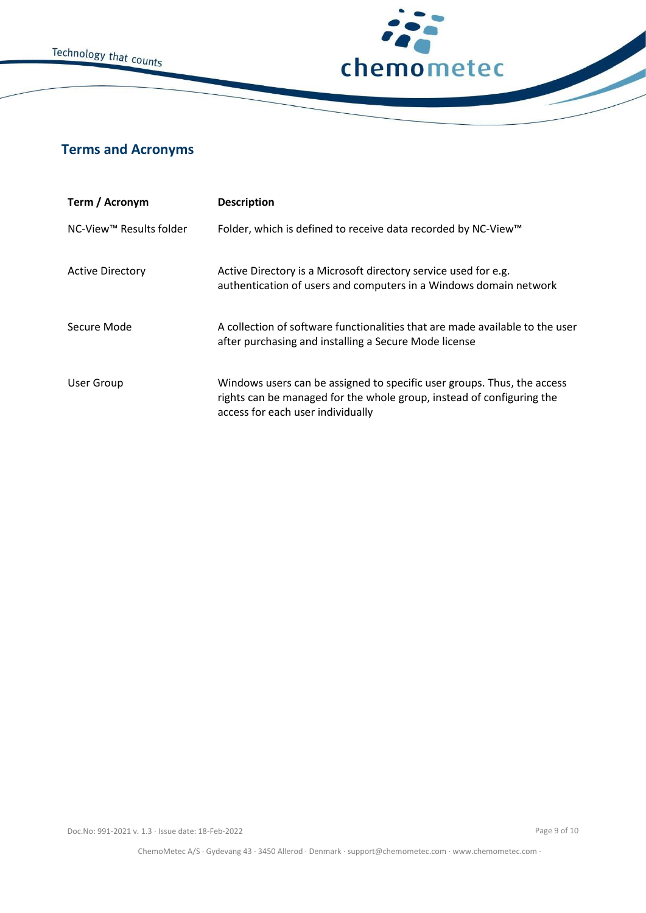## Terms and Acronyms

| Term / Acronym | Description |
| --- | --- |
| NC-View™ Results folder | Folder, which is defined to receive data recorded by NC-View™ |
| Active Directory | Active Directory is a Microsoft directory service used for e.g. authentication of users and computers in a Windows domain network |
| Secure Mode | A collection of software functionalities that are made available to the user after purchasing and installing a Secure Mode license |
| User Group | Windows users can be assigned to specific user groups. Thus, the access rights can be managed for the whole group, instead of configuring the access for each user individually |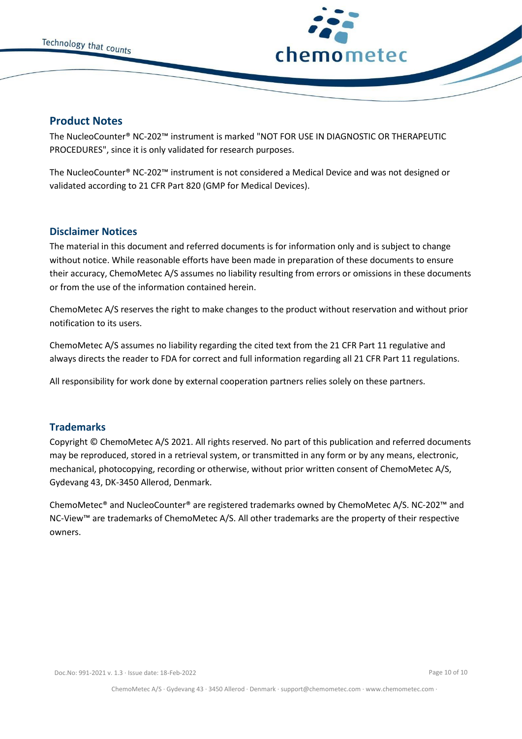## Product Notes

The NucleoCounter® NC-202™ instrument is marked "NOT FOR USE IN DIAGNOSTIC OR THERAPEUTIC PROCEDURES", since it is only validated for research purposes.

The NucleoCounter® NC-202™ instrument is not considered a Medical Device and was not designed or validated according to 21 CFR Part 820 (GMP for Medical Devices).

## Disclaimer Notices

The material in this document and referred documents is for information only and is subject to change without notice. While reasonable efforts have been made in preparation of these documents to ensure their accuracy, ChemoMetec A/S assumes no liability resulting from errors or omissions in these documents or from the use of the information contained herein.

ChemoMetec A/S reserves the right to make changes to the product without reservation and without prior notification to its users.

ChemoMetec A/S assumes no liability regarding the cited text from the 21 CFR Part 11 regulative and always directs the reader to FDA for correct and full information regarding all 21 CFR Part 11 regulations.

All responsibility for work done by external cooperation partners relies solely on these partners.

## Trademarks

Copyright © ChemoMetec A/S 2021. All rights reserved. No part of this publication and referred documents may be reproduced, stored in a retrieval system, or transmitted in any form or by any means, electronic, mechanical, photocopying, recording or otherwise, without prior written consent of ChemoMetec A/S, Gydevang 43, DK-3450 Allerod, Denmark.

ChemoMetec® and NucleoCounter® are registered trademarks owned by ChemoMetec A/S. NC-202™ and NC-View™ are trademarks of ChemoMetec A/S. All other trademarks are the property of their respective owners.